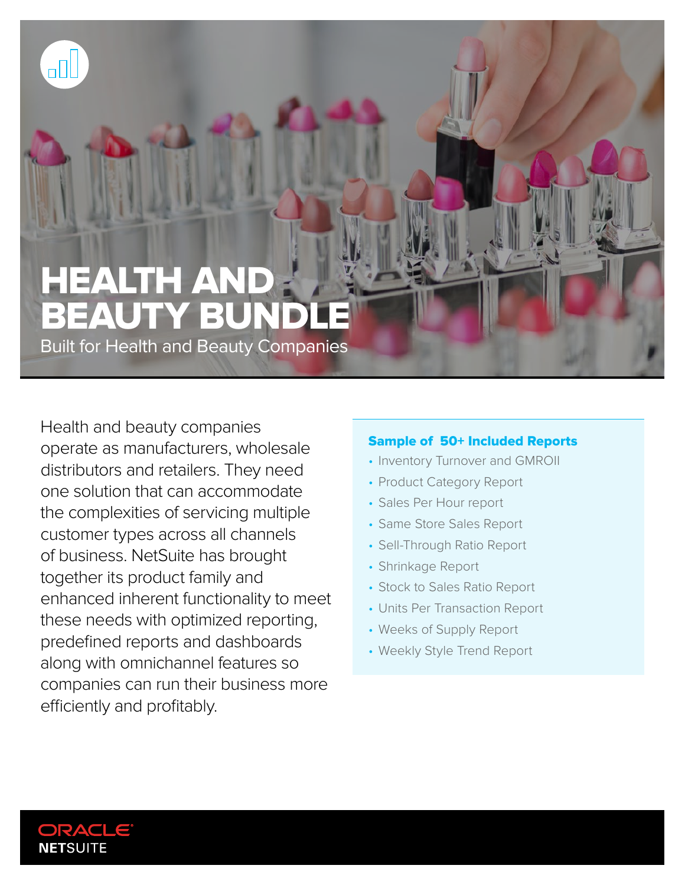# HEALTH AND BEAUTY BUNDLE

Built for Health and Beauty Companies

Health and beauty companies operate as manufacturers, wholesale distributors and retailers. They need one solution that can accommodate the complexities of servicing multiple customer types across all channels of business. NetSuite has brought together its product family and enhanced inherent functionality to meet these needs with optimized reporting, predefined reports and dashboards along with omnichannel features so companies can run their business more efficiently and profitably.

**Sample of 50+ Included Reports**

- Inventory Turnover and GMROII
- Product Category Report
- Sales Per Hour report
- Same Store Sales Report
- Sell-Through Ratio Report
- Shrinkage Report
- Stock to Sales Ratio Report
- Units Per Transaction Report
- Weeks of Supply Report
- Weekly Style Trend Report

ORACLE NETSUITE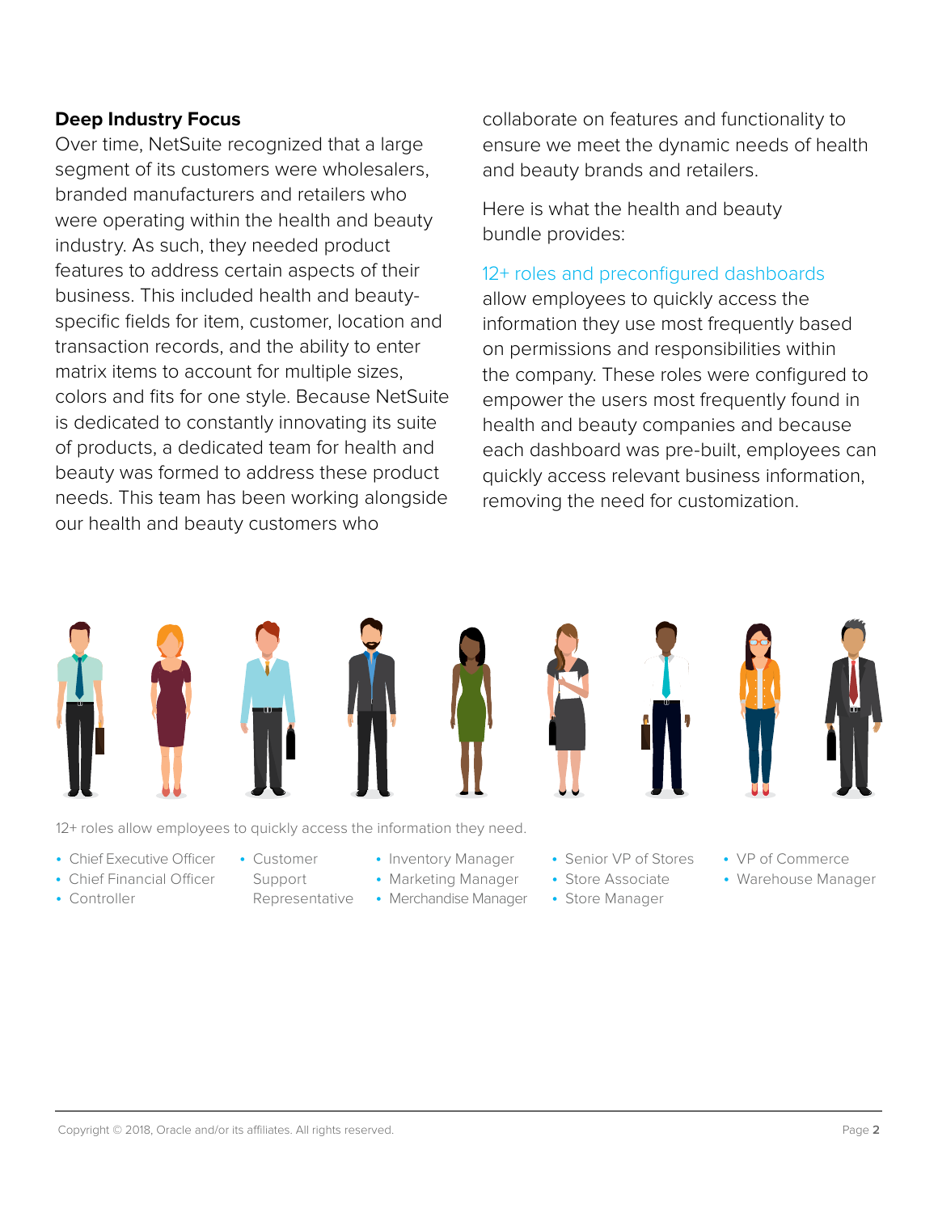### Deep Industry Focus

Over time, NetSuite recognized that a large segment of its customers were wholesalers, branded manufacturers and retailers who were operating within the health and beauty industry. As such, they needed product features to address certain aspects of their business. This included health and beauty-specific fields for item, customer, location and transaction records, and the ability to enter matrix items to account for multiple sizes, colors and fits for one style. Because NetSuite is dedicated to constantly innovating its suite of products, a dedicated team for health and beauty was formed to address these product needs. This team has been working alongside our health and beauty customers who collaborate on features and functionality to ensure we meet the dynamic needs of health and beauty brands and retailers.

Here is what the health and beauty bundle provides:

12+ roles and preconfigured dashboards allow employees to quickly access the information they use most frequently based on permissions and responsibilities within the company. These roles were configured to empower the users most frequently found in health and beauty companies and because each dashboard was pre-built, employees can quickly access relevant business information, removing the need for customization.

12+ roles allow employees to quickly access the information they need.

- Chief Executive Officer
- Chief Financial Officer
- Controller
- Customer Support Representative
- Inventory Manager
- Marketing Manager
- Merchandise Manager
- Senior VP of Stores
- Store Associate
- Store Manager
- VP of Commerce
- Warehouse Manager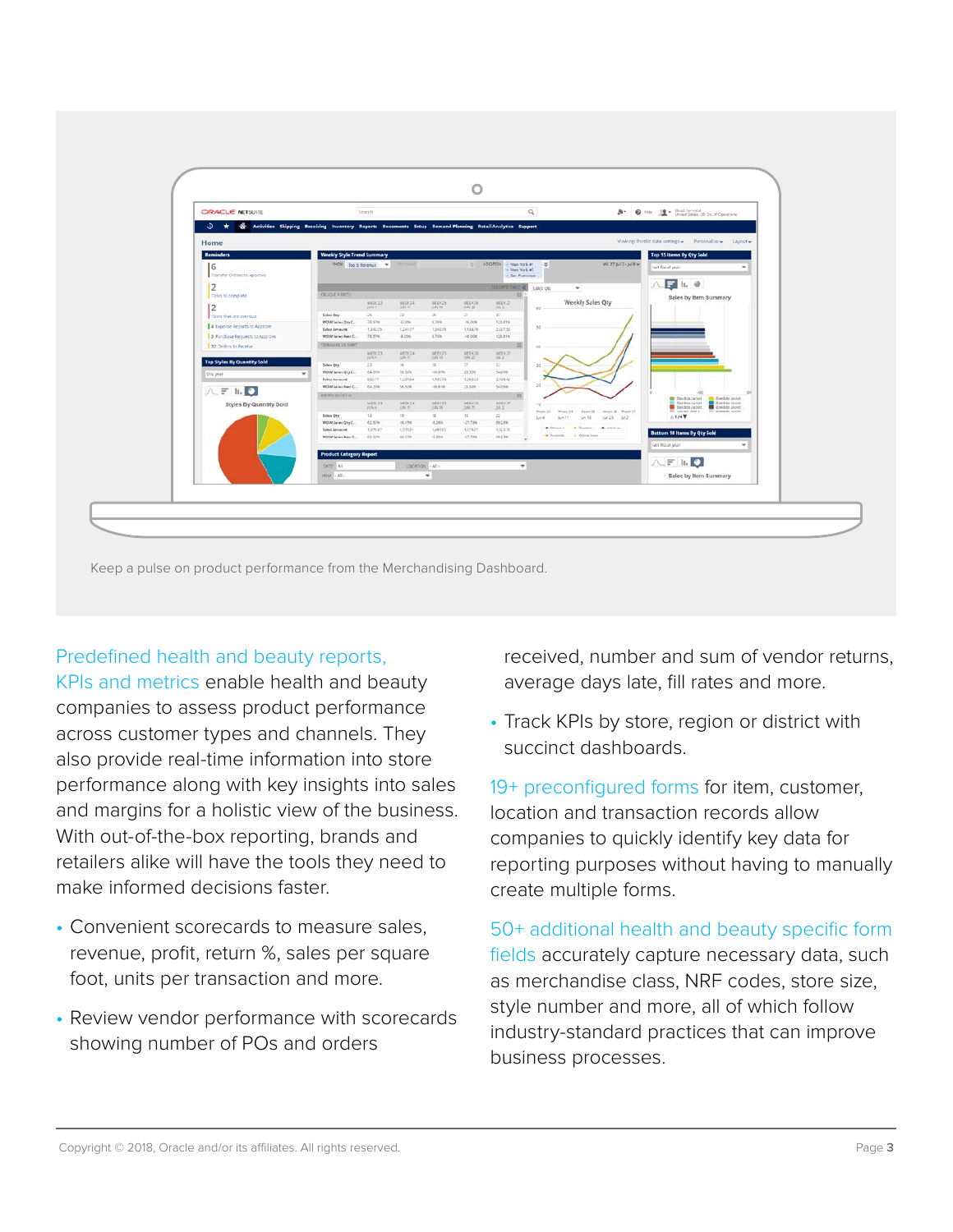Keep a pulse on product performance from the Merchandising Dashboard.

**Predefined health and beauty reports, KPIs and metrics** enable health and beauty companies to assess product performance across customer types and channels. They also provide real-time information into store performance along with key insights into sales and margins for a holistic view of the business. With out-of-the-box reporting, brands and retailers alike will have the tools they need to make informed decisions faster.

- Convenient scorecards to measure sales, revenue, profit, return %, sales per square foot, units per transaction and more.
- Review vendor performance with scorecards showing number of POs and orders received, number and sum of vendor returns, average days late, fill rates and more.
- Track KPIs by store, region or district with succinct dashboards.

**19+ preconfigured forms** for item, customer, location and transaction records allow companies to quickly identify key data for reporting purposes without having to manually create multiple forms.

**50+ additional health and beauty specific form fields** accurately capture necessary data, such as merchandise class, NRF codes, store size, style number and more, all of which follow industry-standard practices that can improve business processes.

Copyright © 2018, Oracle and/or its affiliates. All rights reserved.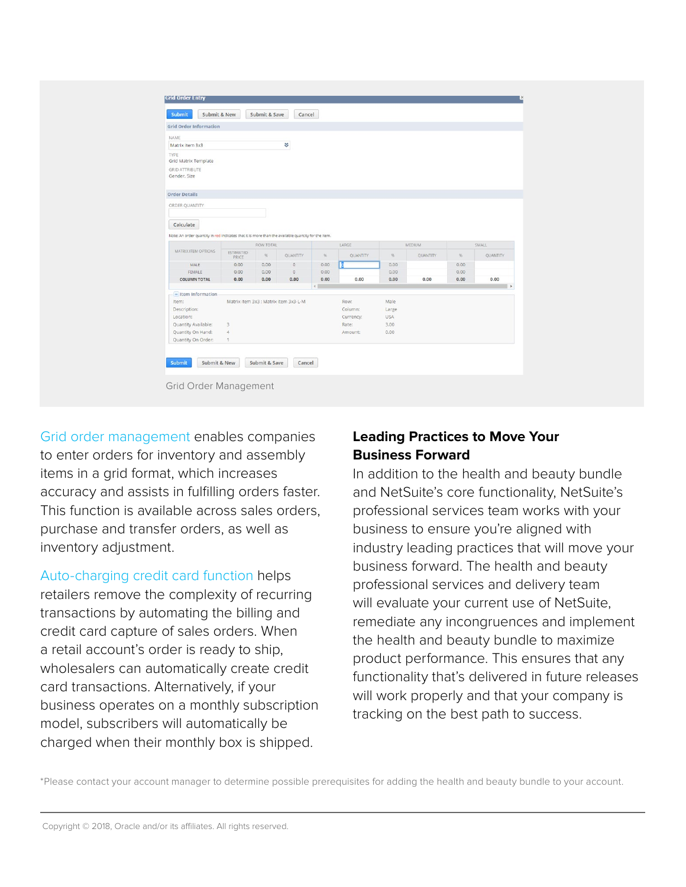Grid Order Management

Grid order management enables companies to enter orders for inventory and assembly items in a grid format, which increases accuracy and assists in fulfilling orders faster. This function is available across sales orders, purchase and transfer orders, as well as inventory adjustment.

Auto-charging credit card function helps retailers remove the complexity of recurring transactions by automating the billing and credit card capture of sales orders. When a retail account's order is ready to ship, wholesalers can automatically create credit card transactions. Alternatively, if your business operates on a monthly subscription model, subscribers will automatically be charged when their monthly box is shipped.

## Leading Practices to Move Your Business Forward

In addition to the health and beauty bundle and NetSuite's core functionality, NetSuite's professional services team works with your business to ensure you're aligned with industry leading practices that will move your business forward. The health and beauty professional services and delivery team will evaluate your current use of NetSuite, remediate any incongruences and implement the health and beauty bundle to maximize product performance. This ensures that any functionality that's delivered in future releases will work properly and that your company is tracking on the best path to success.

*Please contact your account manager to determine possible prerequisites for adding the health and beauty bundle to your account.

Copyright © 2018, Oracle and/or its affiliates. All rights reserved.